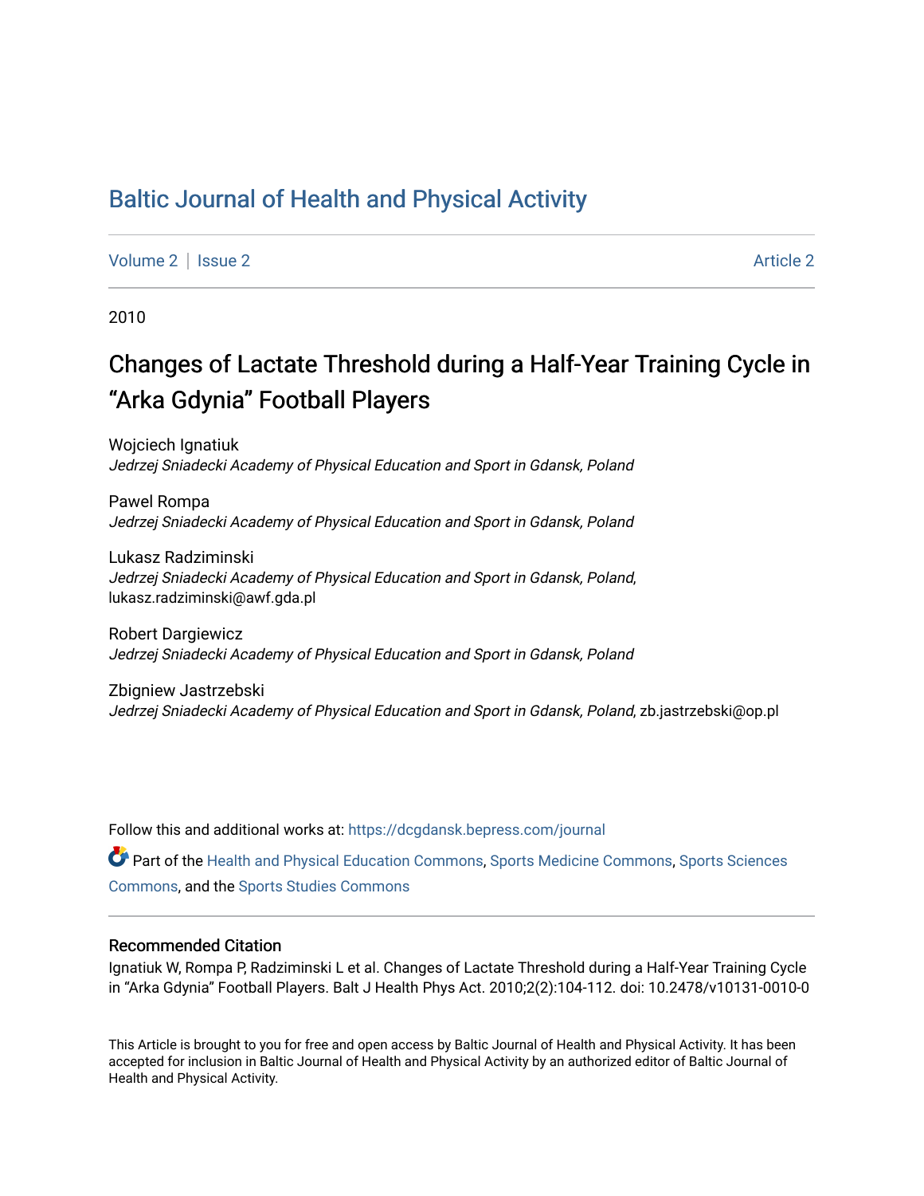# Baltic Journal of Health and Physical Activity

Volume 2 | Issue 2 Article 2

2010

## Changes of Lactate Threshold during a Half-Year Training Cycle in "Arka Gdynia" Football Players

Wojciech Ignatiuk
*Jedrzej Sniadecki Academy of Physical Education and Sport in Gdansk, Poland*

Pawel Rompa
*Jedrzej Sniadecki Academy of Physical Education and Sport in Gdansk, Poland*

Lukasz Radziminski
*Jedrzej Sniadecki Academy of Physical Education and Sport in Gdansk, Poland*, lukasz.radziminski@awf.gda.pl

Robert Dargiewicz
*Jedrzej Sniadecki Academy of Physical Education and Sport in Gdansk, Poland*

Zbigniew Jastrzebski
*Jedrzej Sniadecki Academy of Physical Education and Sport in Gdansk, Poland*, zb.jastrzebski@op.pl

Follow this and additional works at: https://dcgdansk.bepress.com/journal

Part of the Health and Physical Education Commons, Sports Medicine Commons, Sports Sciences Commons, and the Sports Studies Commons

### Recommended Citation

Ignatiuk W, Rompa P, Radziminski L et al. Changes of Lactate Threshold during a Half-Year Training Cycle in "Arka Gdynia" Football Players. Balt J Health Phys Act. 2010;2(2):104-112. doi: 10.2478/v10131-0010-0

This Article is brought to you for free and open access by Baltic Journal of Health and Physical Activity. It has been accepted for inclusion in Baltic Journal of Health and Physical Activity by an authorized editor of Baltic Journal of Health and Physical Activity.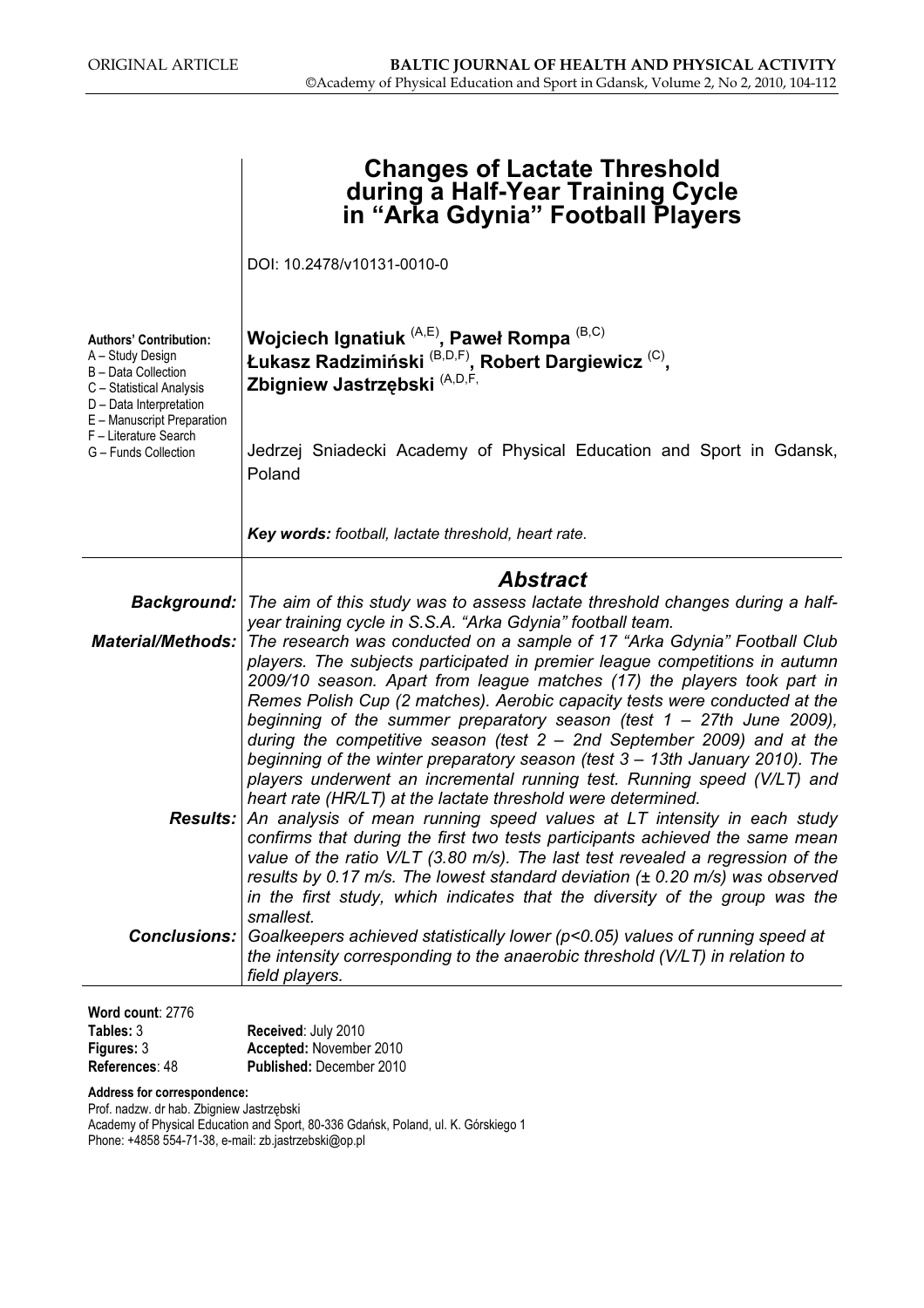ORIGINAL ARTICLE

# Changes of Lactate Threshold during a Half-Year Training Cycle in "Arka Gdynia" Football Players

DOI: 10.2478/v10131-0010-0

**Authors' Contribution:**
A – Study Design
B – Data Collection
C – Statistical Analysis
D – Data Interpretation
E – Manuscript Preparation
F – Literature Search
G – Funds Collection

**Wojciech Ignatiuk** (A,E)**, Paweł Rompa** (B,C)
**Łukasz Radzimiński** (B,D,F)**, Robert Dargiewicz** (C)**,**
**Zbigniew Jastrzębski** (A,D,F,

Jedrzej Sniadecki Academy of Physical Education and Sport in Gdansk, Poland

***Key words:*** *football, lactate threshold, heart rate.*

## Abstract

***Background:*** *The aim of this study was to assess lactate threshold changes during a half-year training cycle in S.S.A. "Arka Gdynia" football team.*

***Material/Methods:*** *The research was conducted on a sample of 17 "Arka Gdynia" Football Club players. The subjects participated in premier league competitions in autumn 2009/10 season. Apart from league matches (17) the players took part in Remes Polish Cup (2 matches). Aerobic capacity tests were conducted at the beginning of the summer preparatory season (test 1 – 27th June 2009), during the competitive season (test 2 – 2nd September 2009) and at the beginning of the winter preparatory season (test 3 – 13th January 2010). The players underwent an incremental running test. Running speed (V/LT) and heart rate (HR/LT) at the lactate threshold were determined.*

***Results:*** *An analysis of mean running speed values at LT intensity in each study confirms that during the first two tests participants achieved the same mean value of the ratio V/LT (3.80 m/s). The last test revealed a regression of the results by 0.17 m/s. The lowest standard deviation (± 0.20 m/s) was observed in the first study, which indicates that the diversity of the group was the smallest.*

***Conclusions:*** *Goalkeepers achieved statistically lower ($p<0.05$) values of running speed at the intensity corresponding to the anaerobic threshold (V/LT) in relation to field players.*

**Word count**: 2776
**Tables:** 3
**Figures:** 3
**References**: 48

**Received**: July 2010
**Accepted:** November 2010
**Published:** December 2010

**Address for correspondence:**
Prof. nadzw. dr hab. Zbigniew Jastrzębski
Academy of Physical Education and Sport, 80-336 Gdańsk, Poland, ul. K. Górskiego 1
Phone: +4858 554-71-38, e-mail: zb.jastrzebski@op.pl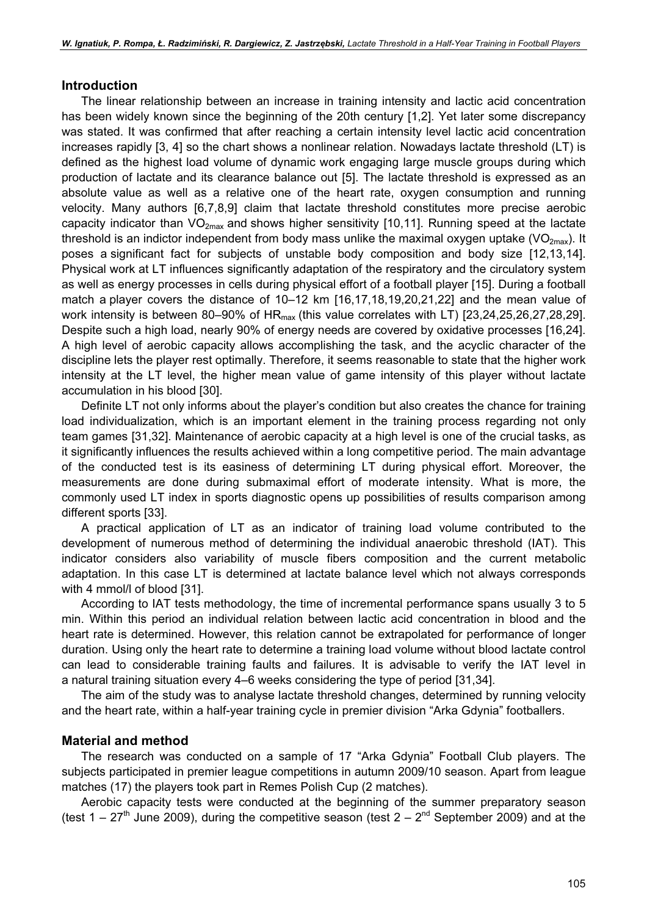## Introduction

The linear relationship between an increase in training intensity and lactic acid concentration has been widely known since the beginning of the 20th century [1,2]. Yet later some discrepancy was stated. It was confirmed that after reaching a certain intensity level lactic acid concentration increases rapidly [3, 4] so the chart shows a nonlinear relation. Nowadays lactate threshold (LT) is defined as the highest load volume of dynamic work engaging large muscle groups during which production of lactate and its clearance balance out [5]. The lactate threshold is expressed as an absolute value as well as a relative one of the heart rate, oxygen consumption and running velocity. Many authors [6,7,8,9] claim that lactate threshold constitutes more precise aerobic capacity indicator than $VO_{2max}$ and shows higher sensitivity [10,11]. Running speed at the lactate threshold is an indictor independent from body mass unlike the maximal oxygen uptake ($VO_{2max}$). It poses a significant fact for subjects of unstable body composition and body size [12,13,14]. Physical work at LT influences significantly adaptation of the respiratory and the circulatory system as well as energy processes in cells during physical effort of a football player [15]. During a football match a player covers the distance of 10–12 km [16,17,18,19,20,21,22] and the mean value of work intensity is between 80–90% of $HR_{max}$ (this value correlates with LT) [23,24,25,26,27,28,29]. Despite such a high load, nearly 90% of energy needs are covered by oxidative processes [16,24]. A high level of aerobic capacity allows accomplishing the task, and the acyclic character of the discipline lets the player rest optimally. Therefore, it seems reasonable to state that the higher work intensity at the LT level, the higher mean value of game intensity of this player without lactate accumulation in his blood [30].

Definite LT not only informs about the player's condition but also creates the chance for training load individualization, which is an important element in the training process regarding not only team games [31,32]. Maintenance of aerobic capacity at a high level is one of the crucial tasks, as it significantly influences the results achieved within a long competitive period. The main advantage of the conducted test is its easiness of determining LT during physical effort. Moreover, the measurements are done during submaximal effort of moderate intensity. What is more, the commonly used LT index in sports diagnostic opens up possibilities of results comparison among different sports [33].

A practical application of LT as an indicator of training load volume contributed to the development of numerous method of determining the individual anaerobic threshold (IAT). This indicator considers also variability of muscle fibers composition and the current metabolic adaptation. In this case LT is determined at lactate balance level which not always corresponds with 4 mmol/l of blood [31].

According to IAT tests methodology, the time of incremental performance spans usually 3 to 5 min. Within this period an individual relation between lactic acid concentration in blood and the heart rate is determined. However, this relation cannot be extrapolated for performance of longer duration. Using only the heart rate to determine a training load volume without blood lactate control can lead to considerable training faults and failures. It is advisable to verify the IAT level in a natural training situation every 4–6 weeks considering the type of period [31,34].

The aim of the study was to analyse lactate threshold changes, determined by running velocity and the heart rate, within a half-year training cycle in premier division "Arka Gdynia" footballers.

## Material and method

The research was conducted on a sample of 17 "Arka Gdynia" Football Club players. The subjects participated in premier league competitions in autumn 2009/10 season. Apart from league matches (17) the players took part in Remes Polish Cup (2 matches).

Aerobic capacity tests were conducted at the beginning of the summer preparatory season (test 1 – 27th June 2009), during the competitive season (test 2 – 2nd September 2009) and at the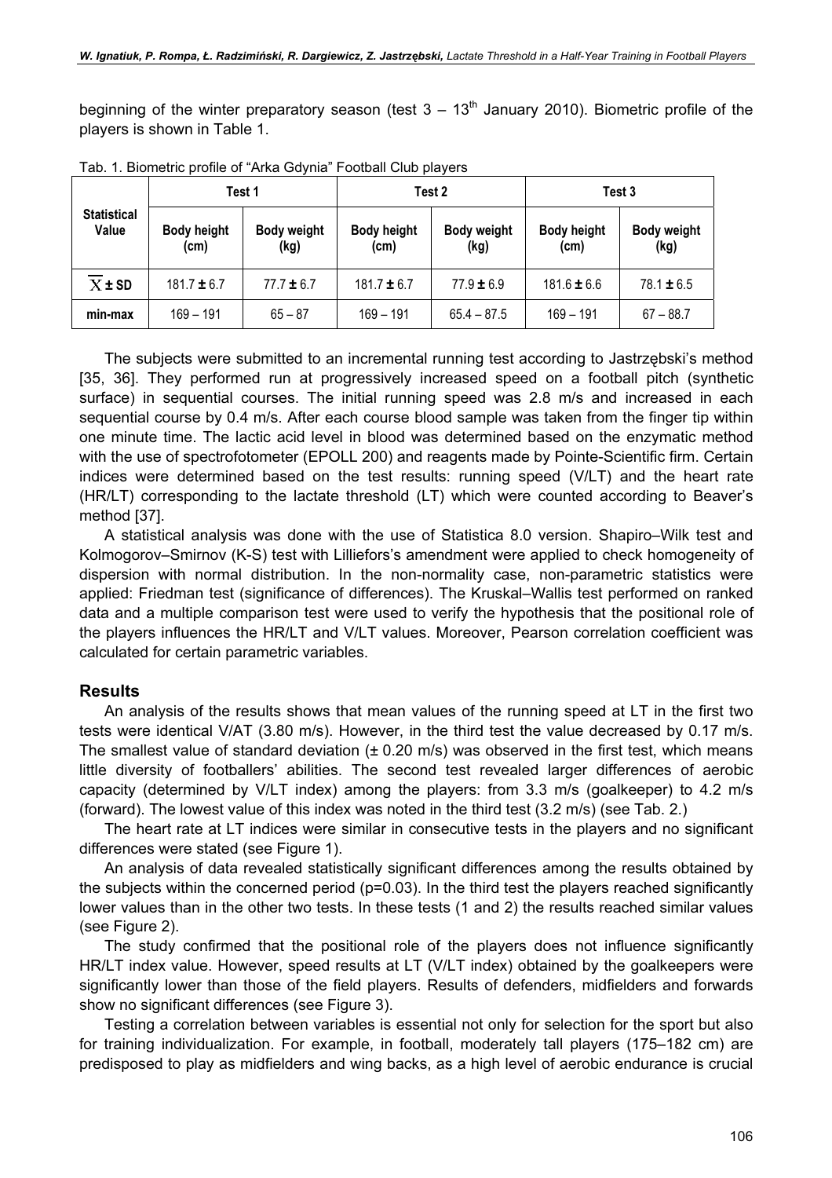beginning of the winter preparatory season (test 3 – 13th January 2010). Biometric profile of the players is shown in Table 1.

Tab. 1. Biometric profile of "Arka Gdynia" Football Club players

| Statistical Value | Test 1 | | Test 2 | | Test 3 | |
|---|---|---|---|---|---|---|
| | Body height (cm) | Body weight (kg) | Body height (cm) | Body weight (kg) | Body height (cm) | Body weight (kg) |
| $\overline{X} \pm$ SD | 181.7 ± 6.7 | 77.7 ± 6.7 | 181.7 ± 6.7 | 77.9 ± 6.9 | 181.6 ± 6.6 | 78.1 ± 6.5 |
| min-max | 169 – 191 | 65 – 87 | 169 – 191 | 65.4 – 87.5 | 169 – 191 | 67 – 88.7 |

The subjects were submitted to an incremental running test according to Jastrzębski's method [35, 36]. They performed run at progressively increased speed on a football pitch (synthetic surface) in sequential courses. The initial running speed was 2.8 m/s and increased in each sequential course by 0.4 m/s. After each course blood sample was taken from the finger tip within one minute time. The lactic acid level in blood was determined based on the enzymatic method with the use of spectrofotometer (EPOLL 200) and reagents made by Pointe-Scientific firm. Certain indices were determined based on the test results: running speed (V/LT) and the heart rate (HR/LT) corresponding to the lactate threshold (LT) which were counted according to Beaver's method [37].

A statistical analysis was done with the use of Statistica 8.0 version. Shapiro–Wilk test and Kolmogorov–Smirnov (K-S) test with Lilliefors's amendment were applied to check homogeneity of dispersion with normal distribution. In the non-normality case, non-parametric statistics were applied: Friedman test (significance of differences). The Kruskal–Wallis test performed on ranked data and a multiple comparison test were used to verify the hypothesis that the positional role of the players influences the HR/LT and V/LT values. Moreover, Pearson correlation coefficient was calculated for certain parametric variables.

## Results

An analysis of the results shows that mean values of the running speed at LT in the first two tests were identical V/AT (3.80 m/s). However, in the third test the value decreased by 0.17 m/s. The smallest value of standard deviation (± 0.20 m/s) was observed in the first test, which means little diversity of footballers' abilities. The second test revealed larger differences of aerobic capacity (determined by V/LT index) among the players: from 3.3 m/s (goalkeeper) to 4.2 m/s (forward). The lowest value of this index was noted in the third test (3.2 m/s) (see Tab. 2.)

The heart rate at LT indices were similar in consecutive tests in the players and no significant differences were stated (see Figure 1).

An analysis of data revealed statistically significant differences among the results obtained by the subjects within the concerned period ($p=0.03$). In the third test the players reached significantly lower values than in the other two tests. In these tests (1 and 2) the results reached similar values (see Figure 2).

The study confirmed that the positional role of the players does not influence significantly HR/LT index value. However, speed results at LT (V/LT index) obtained by the goalkeepers were significantly lower than those of the field players. Results of defenders, midfielders and forwards show no significant differences (see Figure 3).

Testing a correlation between variables is essential not only for selection for the sport but also for training individualization. For example, in football, moderately tall players (175–182 cm) are predisposed to play as midfielders and wing backs, as a high level of aerobic endurance is crucial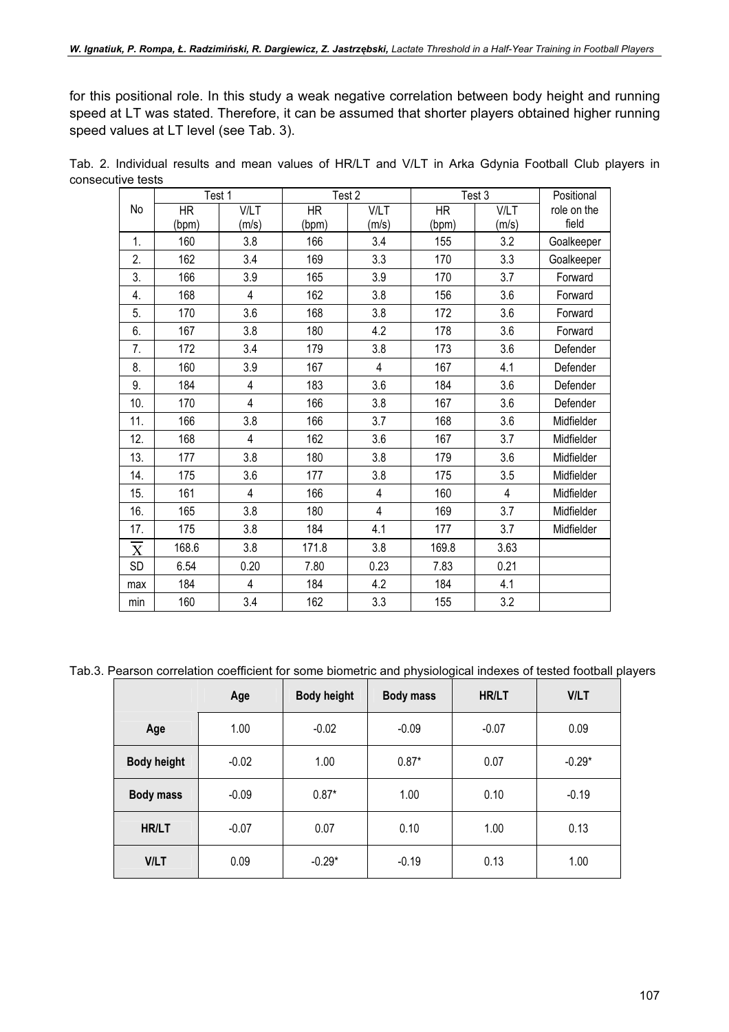for this positional role. In this study a weak negative correlation between body height and running speed at LT was stated. Therefore, it can be assumed that shorter players obtained higher running speed values at LT level (see Tab. 3).

Tab. 2. Individual results and mean values of HR/LT and V/LT in Arka Gdynia Football Club players in consecutive tests

| No | Test 1 | | Test 2 | | Test 3 | | Positional role on the field |
|---|---|---|---|---|---|---|---|
| | HR (bpm) | V/LT (m/s) | HR (bpm) | V/LT (m/s) | HR (bpm) | V/LT (m/s) | |
| 1. | 160 | 3.8 | 166 | 3.4 | 155 | 3.2 | Goalkeeper |
| 2. | 162 | 3.4 | 169 | 3.3 | 170 | 3.3 | Goalkeeper |
| 3. | 166 | 3.9 | 165 | 3.9 | 170 | 3.7 | Forward |
| 4. | 168 | 4 | 162 | 3.8 | 156 | 3.6 | Forward |
| 5. | 170 | 3.6 | 168 | 3.8 | 172 | 3.6 | Forward |
| 6. | 167 | 3.8 | 180 | 4.2 | 178 | 3.6 | Forward |
| 7. | 172 | 3.4 | 179 | 3.8 | 173 | 3.6 | Defender |
| 8. | 160 | 3.9 | 167 | 4 | 167 | 4.1 | Defender |
| 9. | 184 | 4 | 183 | 3.6 | 184 | 3.6 | Defender |
| 10. | 170 | 4 | 166 | 3.8 | 167 | 3.6 | Defender |
| 11. | 166 | 3.8 | 166 | 3.7 | 168 | 3.6 | Midfielder |
| 12. | 168 | 4 | 162 | 3.6 | 167 | 3.7 | Midfielder |
| 13. | 177 | 3.8 | 180 | 3.8 | 179 | 3.6 | Midfielder |
| 14. | 175 | 3.6 | 177 | 3.8 | 175 | 3.5 | Midfielder |
| 15. | 161 | 4 | 166 | 4 | 160 | 4 | Midfielder |
| 16. | 165 | 3.8 | 180 | 4 | 169 | 3.7 | Midfielder |
| 17. | 175 | 3.8 | 184 | 4.1 | 177 | 3.7 | Midfielder |
| $\overline{X}$ | 168.6 | 3.8 | 171.8 | 3.8 | 169.8 | 3.63 | |
| SD | 6.54 | 0.20 | 7.80 | 0.23 | 7.83 | 0.21 | |
| max | 184 | 4 | 184 | 4.2 | 184 | 4.1 | |
| min | 160 | 3.4 | 162 | 3.3 | 155 | 3.2 | |

Tab.3. Pearson correlation coefficient for some biometric and physiological indexes of tested football players

| | Age | Body height | Body mass | HR/LT | V/LT |
|---|---|---|---|---|---|
| **Age** | 1.00 | -0.02 | -0.09 | -0.07 | 0.09 |
| **Body height** | -0.02 | 1.00 | 0.87* | 0.07 | -0.29* |
| **Body mass** | -0.09 | 0.87* | 1.00 | 0.10 | -0.19 |
| **HR/LT** | -0.07 | 0.07 | 0.10 | 1.00 | 0.13 |
| **V/LT** | 0.09 | -0.29* | -0.19 | 0.13 | 1.00 |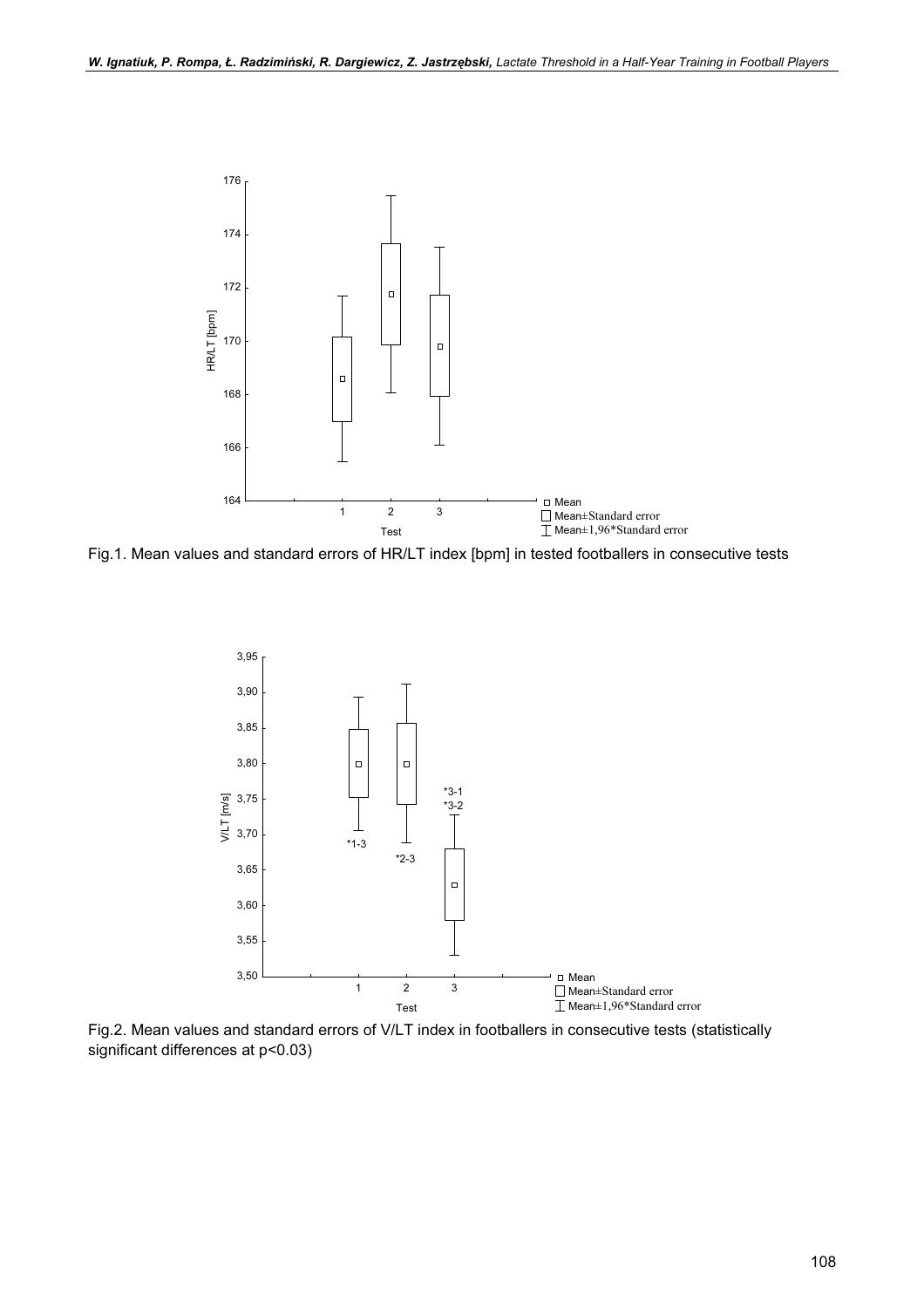Fig.1. Mean values and standard errors of HR/LT index [bpm] in tested footballers in consecutive tests

Fig.2. Mean values and standard errors of V/LT index in footballers in consecutive tests (statistically significant differences at $p<0.03$)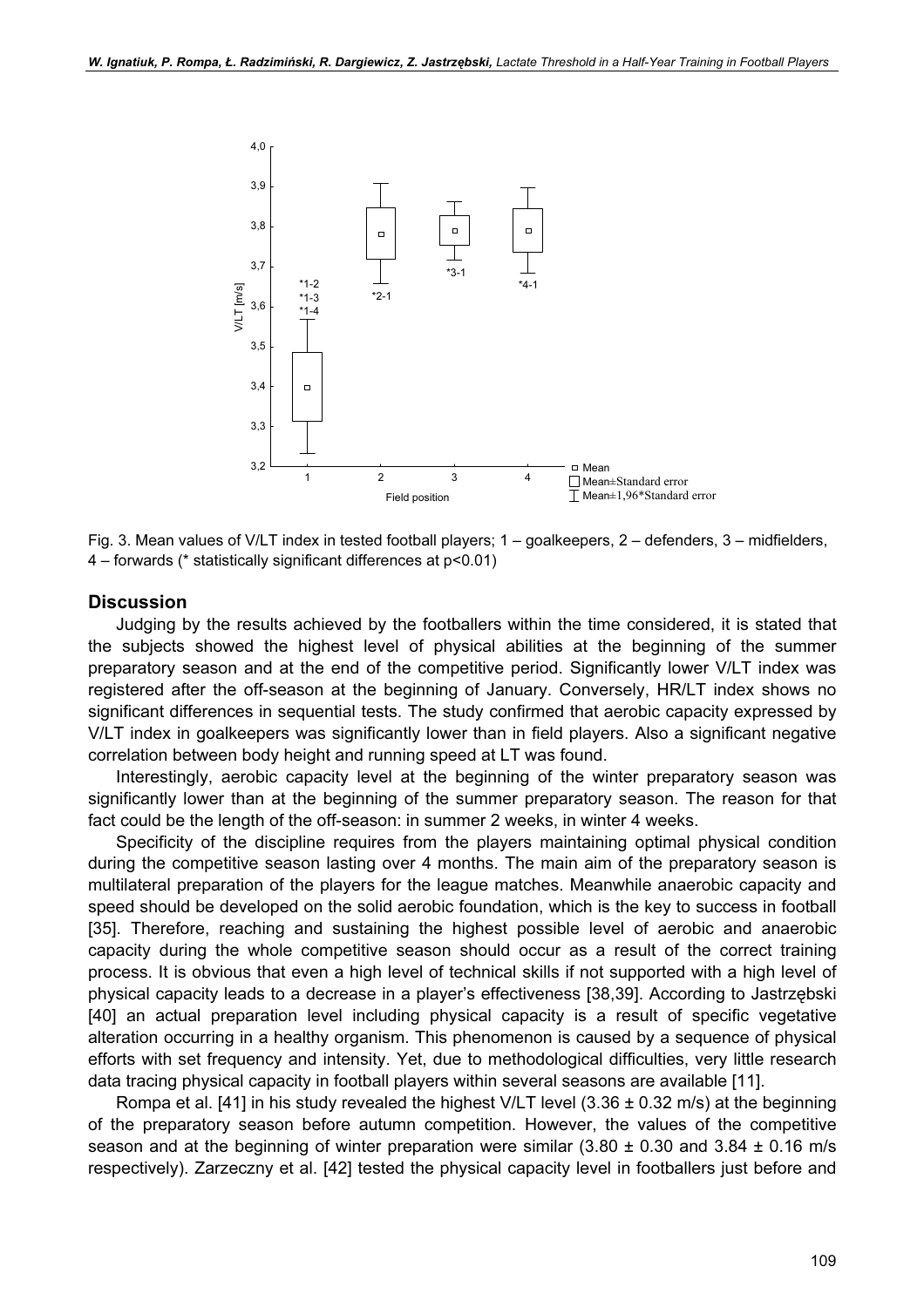Fig. 3. Mean values of V/LT index in tested football players; 1 – goalkeepers, 2 – defenders, 3 – midfielders, 4 – forwards (* statistically significant differences at $p<0.01$)

## Discussion

Judging by the results achieved by the footballers within the time considered, it is stated that the subjects showed the highest level of physical abilities at the beginning of the summer preparatory season and at the end of the competitive period. Significantly lower V/LT index was registered after the off-season at the beginning of January. Conversely, HR/LT index shows no significant differences in sequential tests. The study confirmed that aerobic capacity expressed by V/LT index in goalkeepers was significantly lower than in field players. Also a significant negative correlation between body height and running speed at LT was found.

Interestingly, aerobic capacity level at the beginning of the winter preparatory season was significantly lower than at the beginning of the summer preparatory season. The reason for that fact could be the length of the off-season: in summer 2 weeks, in winter 4 weeks.

Specificity of the discipline requires from the players maintaining optimal physical condition during the competitive season lasting over 4 months. The main aim of the preparatory season is multilateral preparation of the players for the league matches. Meanwhile anaerobic capacity and speed should be developed on the solid aerobic foundation, which is the key to success in football [35]. Therefore, reaching and sustaining the highest possible level of aerobic and anaerobic capacity during the whole competitive season should occur as a result of the correct training process. It is obvious that even a high level of technical skills if not supported with a high level of physical capacity leads to a decrease in a player's effectiveness [38,39]. According to Jastrzębski [40] an actual preparation level including physical capacity is a result of specific vegetative alteration occurring in a healthy organism. This phenomenon is caused by a sequence of physical efforts with set frequency and intensity. Yet, due to methodological difficulties, very little research data tracing physical capacity in football players within several seasons are available [11].

Rompa et al. [41] in his study revealed the highest V/LT level (3.36 ± 0.32 m/s) at the beginning of the preparatory season before autumn competition. However, the values of the competitive season and at the beginning of winter preparation were similar (3.80 ± 0.30 and 3.84 ± 0.16 m/s respectively). Zarzeczny et al. [42] tested the physical capacity level in footballers just before and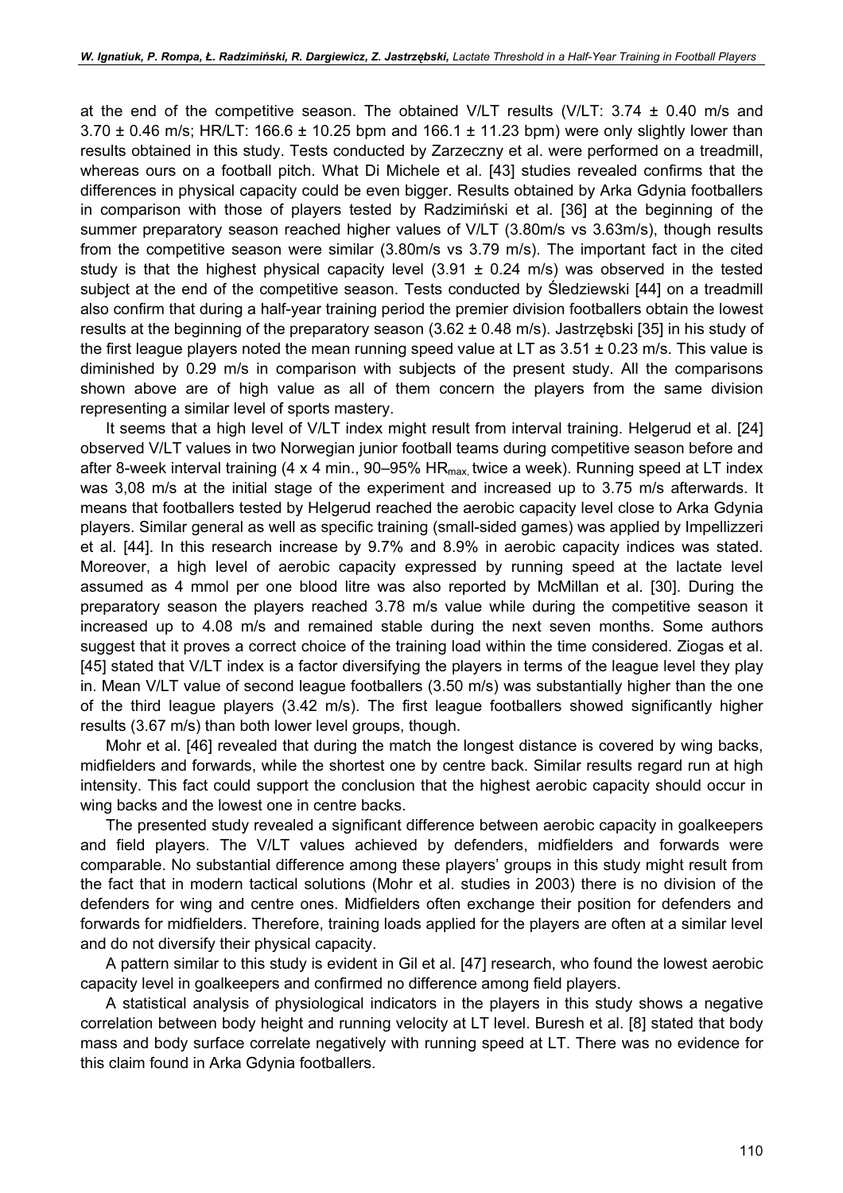at the end of the competitive season. The obtained V/LT results (V/LT: 3.74 ± 0.40 m/s and 3.70 ± 0.46 m/s; HR/LT: 166.6 ± 10.25 bpm and 166.1 ± 11.23 bpm) were only slightly lower than results obtained in this study. Tests conducted by Zarzeczny et al. were performed on a treadmill, whereas ours on a football pitch. What Di Michele et al. [43] studies revealed confirms that the differences in physical capacity could be even bigger. Results obtained by Arka Gdynia footballers in comparison with those of players tested by Radzimiński et al. [36] at the beginning of the summer preparatory season reached higher values of V/LT (3.80m/s vs 3.63m/s), though results from the competitive season were similar (3.80m/s vs 3.79 m/s). The important fact in the cited study is that the highest physical capacity level (3.91 ± 0.24 m/s) was observed in the tested subject at the end of the competitive season. Tests conducted by Śledziewski [44] on a treadmill also confirm that during a half-year training period the premier division footballers obtain the lowest results at the beginning of the preparatory season (3.62 ± 0.48 m/s). Jastrzębski [35] in his study of the first league players noted the mean running speed value at LT as 3.51 ± 0.23 m/s. This value is diminished by 0.29 m/s in comparison with subjects of the present study. All the comparisons shown above are of high value as all of them concern the players from the same division representing a similar level of sports mastery.

It seems that a high level of V/LT index might result from interval training. Helgerud et al. [24] observed V/LT values in two Norwegian junior football teams during competitive season before and after 8-week interval training (4 x 4 min., 90–95% $HR_{max}$, twice a week). Running speed at LT index was 3,08 m/s at the initial stage of the experiment and increased up to 3.75 m/s afterwards. It means that footballers tested by Helgerud reached the aerobic capacity level close to Arka Gdynia players. Similar general as well as specific training (small-sided games) was applied by Impellizzeri et al. [44]. In this research increase by 9.7% and 8.9% in aerobic capacity indices was stated. Moreover, a high level of aerobic capacity expressed by running speed at the lactate level assumed as 4 mmol per one blood litre was also reported by McMillan et al. [30]. During the preparatory season the players reached 3.78 m/s value while during the competitive season it increased up to 4.08 m/s and remained stable during the next seven months. Some authors suggest that it proves a correct choice of the training load within the time considered. Ziogas et al. [45] stated that V/LT index is a factor diversifying the players in terms of the league level they play in. Mean V/LT value of second league footballers (3.50 m/s) was substantially higher than the one of the third league players (3.42 m/s). The first league footballers showed significantly higher results (3.67 m/s) than both lower level groups, though.

Mohr et al. [46] revealed that during the match the longest distance is covered by wing backs, midfielders and forwards, while the shortest one by centre back. Similar results regard run at high intensity. This fact could support the conclusion that the highest aerobic capacity should occur in wing backs and the lowest one in centre backs.

The presented study revealed a significant difference between aerobic capacity in goalkeepers and field players. The V/LT values achieved by defenders, midfielders and forwards were comparable. No substantial difference among these players' groups in this study might result from the fact that in modern tactical solutions (Mohr et al. studies in 2003) there is no division of the defenders for wing and centre ones. Midfielders often exchange their position for defenders and forwards for midfielders. Therefore, training loads applied for the players are often at a similar level and do not diversify their physical capacity.

A pattern similar to this study is evident in Gil et al. [47] research, who found the lowest aerobic capacity level in goalkeepers and confirmed no difference among field players.

A statistical analysis of physiological indicators in the players in this study shows a negative correlation between body height and running velocity at LT level. Buresh et al. [8] stated that body mass and body surface correlate negatively with running speed at LT. There was no evidence for this claim found in Arka Gdynia footballers.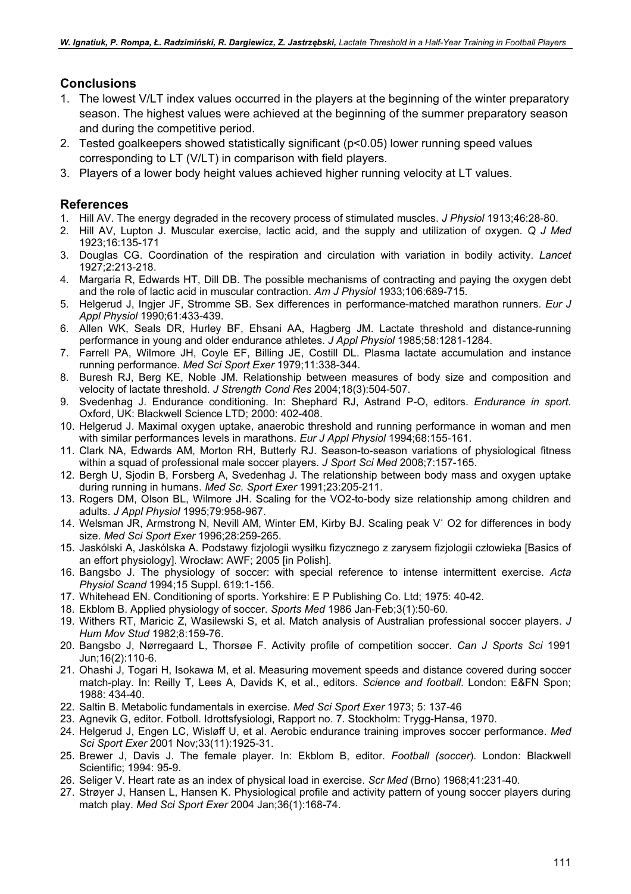## Conclusions

1. The lowest V/LT index values occurred in the players at the beginning of the winter preparatory season. The highest values were achieved at the beginning of the summer preparatory season and during the competitive period.
2. Tested goalkeepers showed statistically significant ($p<0.05$) lower running speed values corresponding to LT (V/LT) in comparison with field players.
3. Players of a lower body height values achieved higher running velocity at LT values.

## References

1. Hill AV. The energy degraded in the recovery process of stimulated muscles. *J Physiol* 1913;46:28-80.
2. Hill AV, Lupton J. Muscular exercise, lactic acid, and the supply and utilization of oxygen. *Q J Med* 1923;16:135-171
3. Douglas CG. Coordination of the respiration and circulation with variation in bodily activity. *Lancet* 1927;2:213-218.
4. Margaria R, Edwards HT, Dill DB. The possible mechanisms of contracting and paying the oxygen debt and the role of lactic acid in muscular contraction. *Am J Physiol* 1933;106:689-715.
5. Helgerud J, Ingjer JF, Stromme SB. Sex differences in performance-matched marathon runners. *Eur J Appl Physiol* 1990;61:433-439.
6. Allen WK, Seals DR, Hurley BF, Ehsani AA, Hagberg JM. Lactate threshold and distance-running performance in young and older endurance athletes. *J Appl Physiol* 1985;58:1281-1284.
7. Farrell PA, Wilmore JH, Coyle EF, Billing JE, Costill DL. Plasma lactate accumulation and instance running performance. *Med Sci Sport Exer* 1979;11:338-344.
8. Buresh RJ, Berg KE, Noble JM. Relationship between measures of body size and composition and velocity of lactate threshold. *J Strength Cond Res* 2004;18(3):504-507.
9. Svedenhag J. Endurance conditioning. In: Shephard RJ, Astrand P-O, editors. *Endurance in sport*. Oxford, UK: Blackwell Science LTD; 2000: 402-408.
10. Helgerud J. Maximal oxygen uptake, anaerobic threshold and running performance in woman and men with similar performances levels in marathons. *Eur J Appl Physiol* 1994;68:155-161.
11. Clark NA, Edwards AM, Morton RH, Butterly RJ. Season-to-season variations of physiological fitness within a squad of professional male soccer players. *J Sport Sci Med* 2008;7:157-165.
12. Bergh U, Sjodin B, Forsberg A, Svedenhag J. The relationship between body mass and oxygen uptake during running in humans. *Med Sc. Sport Exer* 1991;23:205-211.
13. Rogers DM, Olson BL, Wilmore JH. Scaling for the VO2-to-body size relationship among children and adults. *J Appl Physiol* 1995;79:958-967.
14. Welsman JR, Armstrong N, Nevill AM, Winter EM, Kirby BJ. Scaling peak V˙ O2 for differences in body size. *Med Sci Sport Exer* 1996;28:259-265.
15. Jaskólski A, Jaskólska A. Podstawy fizjologii wysiłku fizycznego z zarysem fizjologii człowieka [Basics of an effort physiology]. Wrocław: AWF; 2005 [in Polish].
16. Bangsbo J. The physiology of soccer: with special reference to intense intermittent exercise. *Acta Physiol Scand* 1994;15 Suppl. 619:1-156.
17. Whitehead EN. Conditioning of sports. Yorkshire: E P Publishing Co. Ltd; 1975: 40-42.
18. Ekblom B. Applied physiology of soccer. *Sports Med* 1986 Jan-Feb;3(1):50-60.
19. Withers RT, Maricic Z, Wasilewski S, et al. Match analysis of Australian professional soccer players. *J Hum Mov Stud* 1982;8:159-76.
20. Bangsbo J, Nørregaard L, Thorsøe F. Activity profile of competition soccer. *Can J Sports Sci* 1991 Jun;16(2):110-6.
21. Ohashi J, Togari H, Isokawa M, et al. Measuring movement speeds and distance covered during soccer match-play. In: Reilly T, Lees A, Davids K, et al., editors. *Science and football*. London: E&FN Spon; 1988: 434-40.
22. Saltin B. Metabolic fundamentals in exercise. *Med Sci Sport Exer* 1973; 5: 137-46
23. Agnevik G, editor. Fotboll. Idrottsfysiologi, Rapport no. 7. Stockholm: Trygg-Hansa, 1970.
24. Helgerud J, Engen LC, Wisløff U, et al. Aerobic endurance training improves soccer performance. *Med Sci Sport Exer* 2001 Nov;33(11):1925-31.
25. Brewer J, Davis J. The female player. In: Ekblom B, editor. *Football (soccer*). London: Blackwell Scientific; 1994: 95-9.
26. Seliger V. Heart rate as an index of physical load in exercise. *Scr Med* (Brno) 1968;41:231-40.
27. Strøyer J, Hansen L, Hansen K. Physiological profile and activity pattern of young soccer players during match play. *Med Sci Sport Exer* 2004 Jan;36(1):168-74.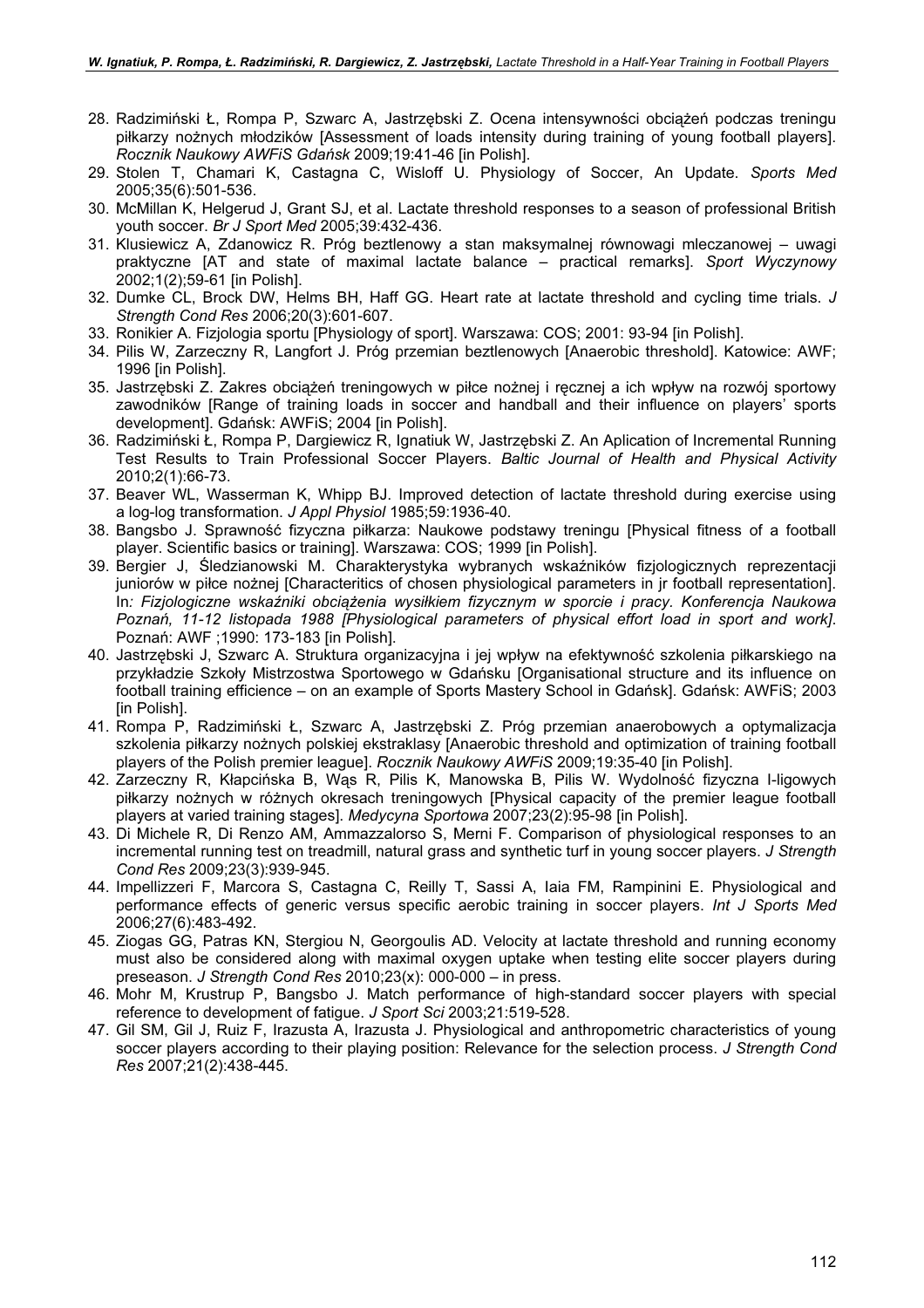28. Radzimiński Ł, Rompa P, Szwarc A, Jastrzębski Z. Ocena intensywności obciążeń podczas treningu piłkarzy nożnych młodzików [Assessment of loads intensity during training of young football players]. *Rocznik Naukowy AWFiS Gdańsk* 2009;19:41-46 [in Polish].
29. Stolen T, Chamari K, Castagna C, Wisloff U. Physiology of Soccer, An Update. *Sports Med* 2005;35(6):501-536.
30. McMillan K, Helgerud J, Grant SJ, et al. Lactate threshold responses to a season of professional British youth soccer. *Br J Sport Med* 2005;39:432-436.
31. Klusiewicz A, Zdanowicz R. Próg beztlenowy a stan maksymalnej równowagi mleczanowej – uwagi praktyczne [AT and state of maximal lactate balance – practical remarks]. *Sport Wyczynowy* 2002;1(2);59-61 [in Polish].
32. Dumke CL, Brock DW, Helms BH, Haff GG. Heart rate at lactate threshold and cycling time trials. *J Strength Cond Res* 2006;20(3):601-607.
33. Ronikier A. Fizjologia sportu [Physiology of sport]. Warszawa: COS; 2001: 93-94 [in Polish].
34. Pilis W, Zarzeczny R, Langfort J. Próg przemian beztlenowych [Anaerobic threshold]. Katowice: AWF; 1996 [in Polish].
35. Jastrzębski Z. Zakres obciążeń treningowych w piłce nożnej i ręcznej a ich wpływ na rozwój sportowy zawodników [Range of training loads in soccer and handball and their influence on players' sports development]. Gdańsk: AWFiS; 2004 [in Polish].
36. Radzimiński Ł, Rompa P, Dargiewicz R, Ignatiuk W, Jastrzębski Z. An Aplication of Incremental Running Test Results to Train Professional Soccer Players. *Baltic Journal of Health and Physical Activity* 2010;2(1):66-73.
37. Beaver WL, Wasserman K, Whipp BJ. Improved detection of lactate threshold during exercise using a log-log transformation. *J Appl Physiol* 1985;59:1936-40.
38. Bangsbo J. Sprawność fizyczna piłkarza: Naukowe podstawy treningu [Physical fitness of a football player. Scientific basics or training]. Warszawa: COS; 1999 [in Polish].
39. Bergier J, Śledzianowski M. Charakterystyka wybranych wskaźników fizjologicznych reprezentacji juniorów w piłce nożnej [Characteritics of chosen physiological parameters in jr football representation]. In*: Fizjologiczne wskaźniki obciążenia wysiłkiem fizycznym w sporcie i pracy. Konferencja Naukowa Poznań, 11-12 listopada 1988 [Physiological parameters of physical effort load in sport and work]*. Poznań: AWF ;1990: 173-183 [in Polish].
40. Jastrzębski J, Szwarc A. Struktura organizacyjna i jej wpływ na efektywność szkolenia piłkarskiego na przykładzie Szkoły Mistrzostwa Sportowego w Gdańsku [Organisational structure and its influence on football training efficience – on an example of Sports Mastery School in Gdańsk]. Gdańsk: AWFiS; 2003 [in Polish].
41. Rompa P, Radzimiński Ł, Szwarc A, Jastrzębski Z. Próg przemian anaerobowych a optymalizacja szkolenia piłkarzy nożnych polskiej ekstraklasy [Anaerobic threshold and optimization of training football players of the Polish premier league]. *Rocznik Naukowy AWFiS* 2009;19:35-40 [in Polish].
42. Zarzeczny R, Kłapcińska B, Wąs R, Pilis K, Manowska B, Pilis W. Wydolność fizyczna I-ligowych piłkarzy nożnych w różnych okresach treningowych [Physical capacity of the premier league football players at varied training stages]. *Medycyna Sportowa* 2007;23(2):95-98 [in Polish].
43. Di Michele R, Di Renzo AM, Ammazzalorso S, Merni F. Comparison of physiological responses to an incremental running test on treadmill, natural grass and synthetic turf in young soccer players. *J Strength Cond Res* 2009;23(3):939-945.
44. Impellizzeri F, Marcora S, Castagna C, Reilly T, Sassi A, Iaia FM, Rampinini E. Physiological and performance effects of generic versus specific aerobic training in soccer players. *Int J Sports Med* 2006;27(6):483-492.
45. Ziogas GG, Patras KN, Stergiou N, Georgoulis AD. Velocity at lactate threshold and running economy must also be considered along with maximal oxygen uptake when testing elite soccer players during preseason. *J Strength Cond Res* 2010;23(x): 000-000 – in press.
46. Mohr M, Krustrup P, Bangsbo J. Match performance of high-standard soccer players with special reference to development of fatigue. *J Sport Sci* 2003;21:519-528.
47. Gil SM, Gil J, Ruiz F, Irazusta A, Irazusta J. Physiological and anthropometric characteristics of young soccer players according to their playing position: Relevance for the selection process. *J Strength Cond Res* 2007;21(2):438-445.